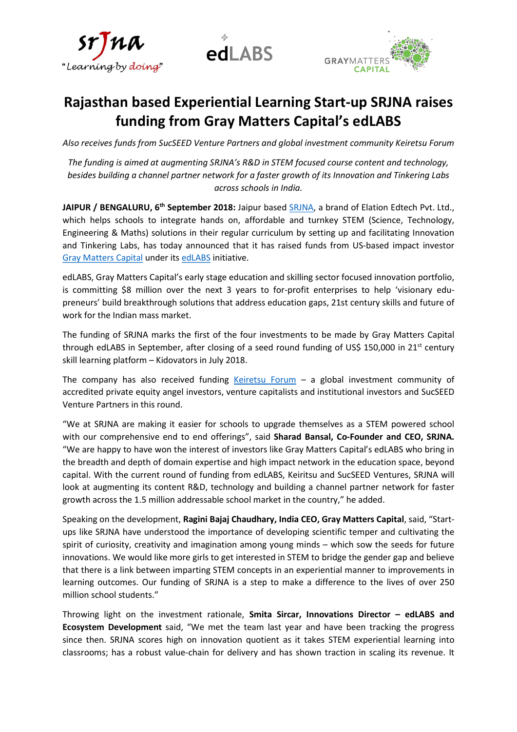# Rajasthan based Experiential Learning Start-up SRJNA raises funding from Gray Matters Capital's edLABS

*Also receives funds from SucSEED Venture Partners and global investment community Keiretsu Forum*

*The funding is aimed at augmenting SRJNA's R&D in STEM focused course content and technology, besides building a channel partner network for a faster growth of its Innovation and Tinkering Labs across schools in India.*

**JAIPUR / BENGALURU, 6th September 2018:** Jaipur based SRJNA, a brand of Elation Edtech Pvt. Ltd., which helps schools to integrate hands on, affordable and turnkey STEM (Science, Technology, Engineering & Maths) solutions in their regular curriculum by setting up and facilitating Innovation and Tinkering Labs, has today announced that it has raised funds from US-based impact investor Gray Matters Capital under its edLABS initiative.

edLABS, Gray Matters Capital's early stage education and skilling sector focused innovation portfolio, is committing $8 million over the next 3 years to for-profit enterprises to help 'visionary edu-preneurs' build breakthrough solutions that address education gaps, 21st century skills and future of work for the Indian mass market.

The funding of SRJNA marks the first of the four investments to be made by Gray Matters Capital through edLABS in September, after closing of a seed round funding of US$ 150,000 in 21st century skill learning platform – Kidovators in July 2018.

The company has also received funding Keiretsu Forum – a global investment community of accredited private equity angel investors, venture capitalists and institutional investors and SucSEED Venture Partners in this round.

"We at SRJNA are making it easier for schools to upgrade themselves as a STEM powered school with our comprehensive end to end offerings", said **Sharad Bansal, Co-Founder and CEO, SRJNA.** "We are happy to have won the interest of investors like Gray Matters Capital's edLABS who bring in the breadth and depth of domain expertise and high impact network in the education space, beyond capital. With the current round of funding from edLABS, Keiritsu and SucSEED Ventures, SRJNA will look at augmenting its content R&D, technology and building a channel partner network for faster growth across the 1.5 million addressable school market in the country," he added.

Speaking on the development, **Ragini Bajaj Chaudhary, India CEO, Gray Matters Capital**, said, "Start-ups like SRJNA have understood the importance of developing scientific temper and cultivating the spirit of curiosity, creativity and imagination among young minds – which sow the seeds for future innovations. We would like more girls to get interested in STEM to bridge the gender gap and believe that there is a link between imparting STEM concepts in an experiential manner to improvements in learning outcomes. Our funding of SRJNA is a step to make a difference to the lives of over 250 million school students."

Throwing light on the investment rationale, **Smita Sircar, Innovations Director – edLABS and Ecosystem Development** said, "We met the team last year and have been tracking the progress since then. SRJNA scores high on innovation quotient as it takes STEM experiential learning into classrooms; has a robust value-chain for delivery and has shown traction in scaling its revenue. It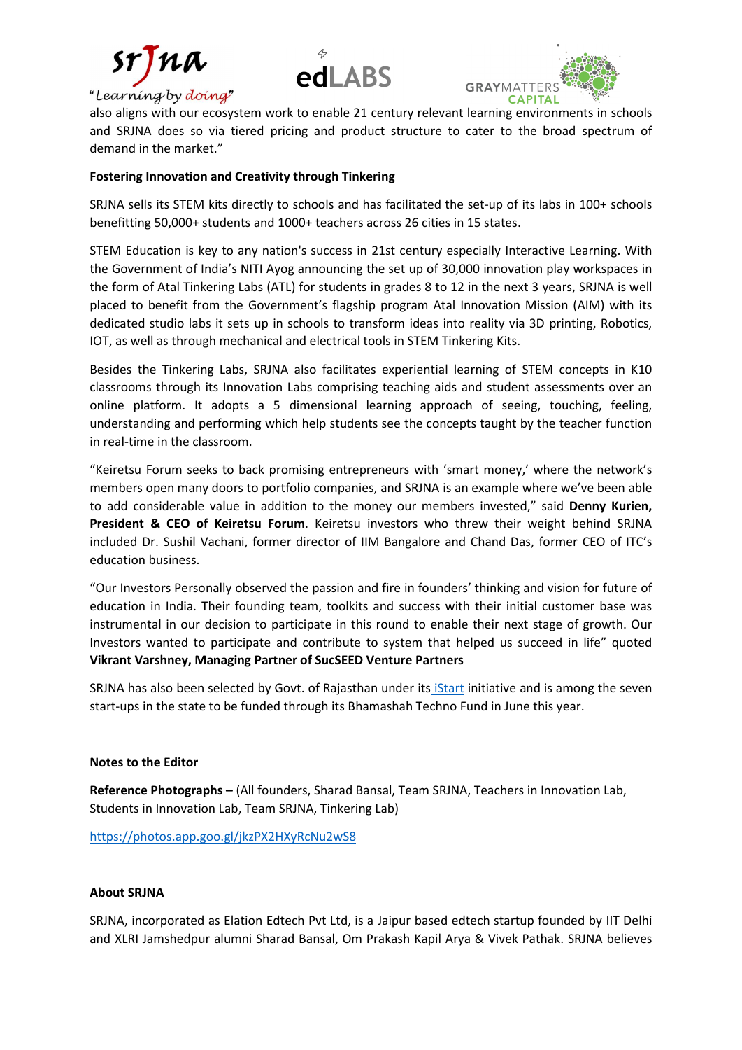also aligns with our ecosystem work to enable 21 century relevant learning environments in schools and SRJNA does so via tiered pricing and product structure to cater to the broad spectrum of demand in the market."

**Fostering Innovation and Creativity through Tinkering**

SRJNA sells its STEM kits directly to schools and has facilitated the set-up of its labs in 100+ schools benefitting 50,000+ students and 1000+ teachers across 26 cities in 15 states.

STEM Education is key to any nation's success in 21st century especially Interactive Learning. With the Government of India's NITI Ayog announcing the set up of 30,000 innovation play workspaces in the form of Atal Tinkering Labs (ATL) for students in grades 8 to 12 in the next 3 years, SRJNA is well placed to benefit from the Government's flagship program Atal Innovation Mission (AIM) with its dedicated studio labs it sets up in schools to transform ideas into reality via 3D printing, Robotics, IOT, as well as through mechanical and electrical tools in STEM Tinkering Kits.

Besides the Tinkering Labs, SRJNA also facilitates experiential learning of STEM concepts in K10 classrooms through its Innovation Labs comprising teaching aids and student assessments over an online platform. It adopts a 5 dimensional learning approach of seeing, touching, feeling, understanding and performing which help students see the concepts taught by the teacher function in real-time in the classroom.

"Keiretsu Forum seeks to back promising entrepreneurs with 'smart money,' where the network's members open many doors to portfolio companies, and SRJNA is an example where we've been able to add considerable value in addition to the money our members invested," said **Denny Kurien, President & CEO of Keiretsu Forum**. Keiretsu investors who threw their weight behind SRJNA included Dr. Sushil Vachani, former director of IIM Bangalore and Chand Das, former CEO of ITC's education business.

"Our Investors Personally observed the passion and fire in founders' thinking and vision for future of education in India. Their founding team, toolkits and success with their initial customer base was instrumental in our decision to participate in this round to enable their next stage of growth. Our Investors wanted to participate and contribute to system that helped us succeed in life" quoted **Vikrant Varshney, Managing Partner of SucSEED Venture Partners**

SRJNA has also been selected by Govt. of Rajasthan under its iStart initiative and is among the seven start-ups in the state to be funded through its Bhamashah Techno Fund in June this year.

**Notes to the Editor**

**Reference Photographs –** (All founders, Sharad Bansal, Team SRJNA, Teachers in Innovation Lab, Students in Innovation Lab, Team SRJNA, Tinkering Lab)

https://photos.app.goo.gl/jkzPX2HXyRcNu2wS8

**About SRJNA**

SRJNA, incorporated as Elation Edtech Pvt Ltd, is a Jaipur based edtech startup founded by IIT Delhi and XLRI Jamshedpur alumni Sharad Bansal, Om Prakash Kapil Arya & Vivek Pathak. SRJNA believes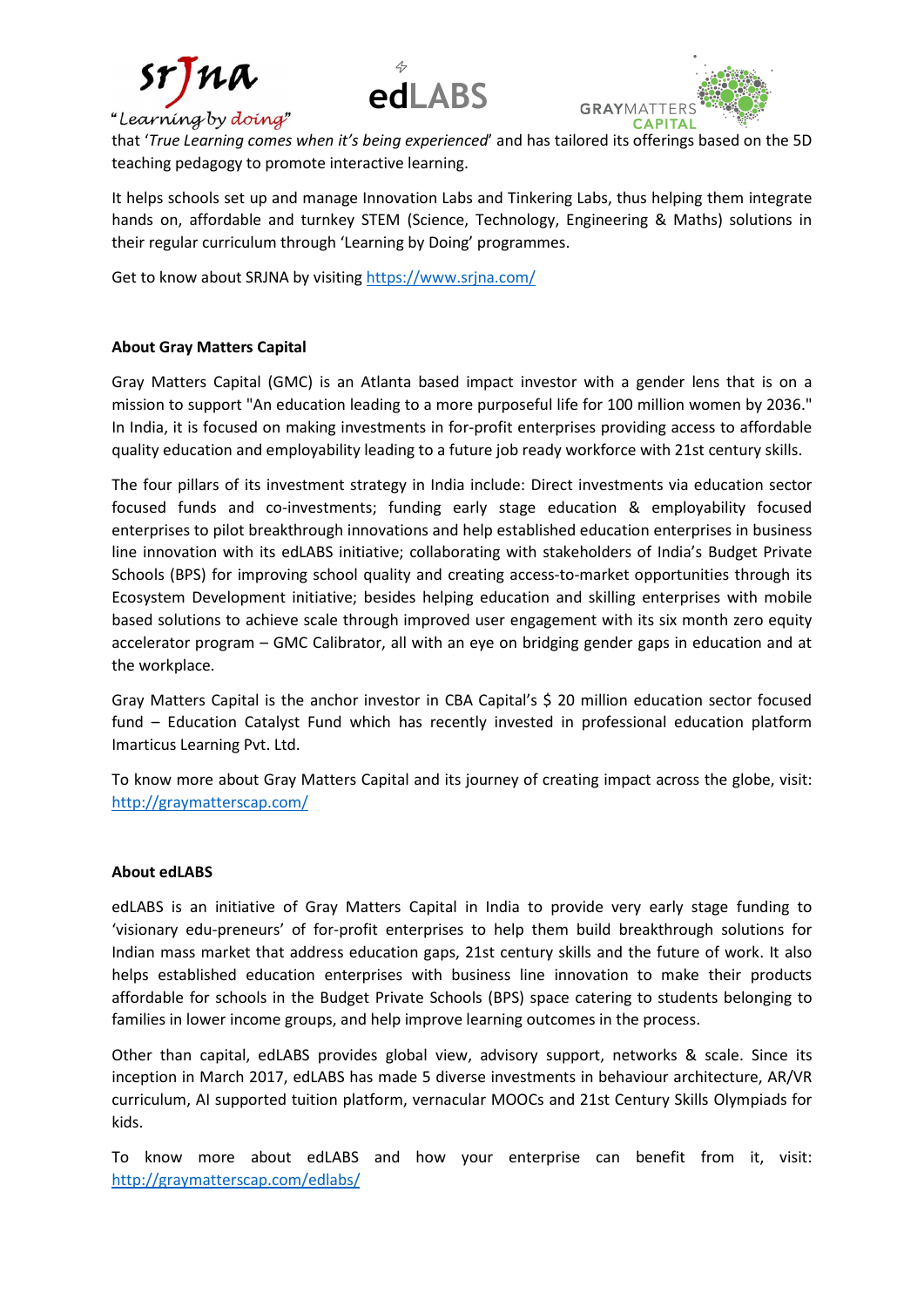that '*True Learning comes when it's being experienced*' and has tailored its offerings based on the 5D teaching pedagogy to promote interactive learning.

It helps schools set up and manage Innovation Labs and Tinkering Labs, thus helping them integrate hands on, affordable and turnkey STEM (Science, Technology, Engineering & Maths) solutions in their regular curriculum through 'Learning by Doing' programmes.

Get to know about SRJNA by visiting [https://www.srjna.com/](https://www.srjna.com/)

**About Gray Matters Capital**

Gray Matters Capital (GMC) is an Atlanta based impact investor with a gender lens that is on a mission to support "An education leading to a more purposeful life for 100 million women by 2036." In India, it is focused on making investments in for-profit enterprises providing access to affordable quality education and employability leading to a future job ready workforce with 21st century skills.

The four pillars of its investment strategy in India include: Direct investments via education sector focused funds and co-investments; funding early stage education & employability focused enterprises to pilot breakthrough innovations and help established education enterprises in business line innovation with its edLABS initiative; collaborating with stakeholders of India's Budget Private Schools (BPS) for improving school quality and creating access-to-market opportunities through its Ecosystem Development initiative; besides helping education and skilling enterprises with mobile based solutions to achieve scale through improved user engagement with its six month zero equity accelerator program – GMC Calibrator, all with an eye on bridging gender gaps in education and at the workplace.

Gray Matters Capital is the anchor investor in CBA Capital's $ 20 million education sector focused fund – Education Catalyst Fund which has recently invested in professional education platform Imarticus Learning Pvt. Ltd.

To know more about Gray Matters Capital and its journey of creating impact across the globe, visit: [http://graymatterscap.com/](http://graymatterscap.com/)

**About edLABS**

edLABS is an initiative of Gray Matters Capital in India to provide very early stage funding to 'visionary edu-preneurs' of for-profit enterprises to help them build breakthrough solutions for Indian mass market that address education gaps, 21st century skills and the future of work. It also helps established education enterprises with business line innovation to make their products affordable for schools in the Budget Private Schools (BPS) space catering to students belonging to families in lower income groups, and help improve learning outcomes in the process.

Other than capital, edLABS provides global view, advisory support, networks & scale. Since its inception in March 2017, edLABS has made 5 diverse investments in behaviour architecture, AR/VR curriculum, AI supported tuition platform, vernacular MOOCs and 21st Century Skills Olympiads for kids.

To know more about edLABS and how your enterprise can benefit from it, visit: [http://graymatterscap.com/edlabs/](http://graymatterscap.com/edlabs/)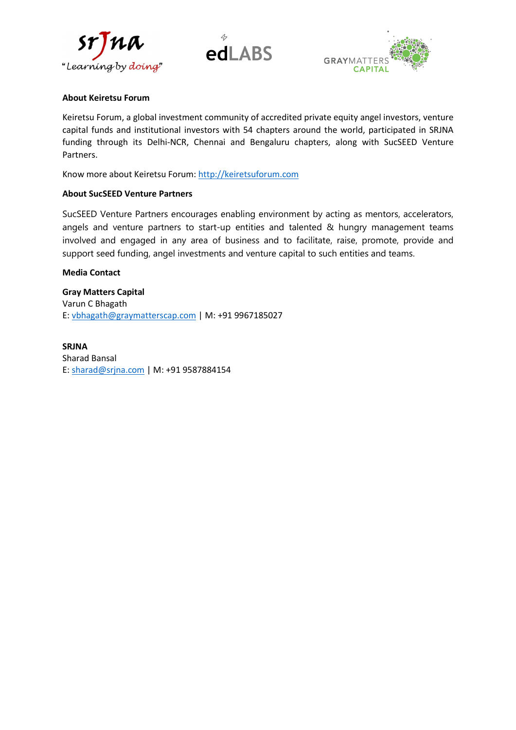**About Keiretsu Forum**

Keiretsu Forum, a global investment community of accredited private equity angel investors, venture capital funds and institutional investors with 54 chapters around the world, participated in SRJNA funding through its Delhi-NCR, Chennai and Bengaluru chapters, along with SucSEED Venture Partners.

Know more about Keiretsu Forum: http://keiretsuforum.com

**About SucSEED Venture Partners**

SucSEED Venture Partners encourages enabling environment by acting as mentors, accelerators, angels and venture partners to start-up entities and talented & hungry management teams involved and engaged in any area of business and to facilitate, raise, promote, provide and support seed funding, angel investments and venture capital to such entities and teams.

**Media Contact**

**Gray Matters Capital**
Varun C Bhagath
E: vbhagath@graymatterscap.com | M: +91 9967185027

**SRJNA**
Sharad Bansal
E: sharad@srjna.com | M: +91 9587884154